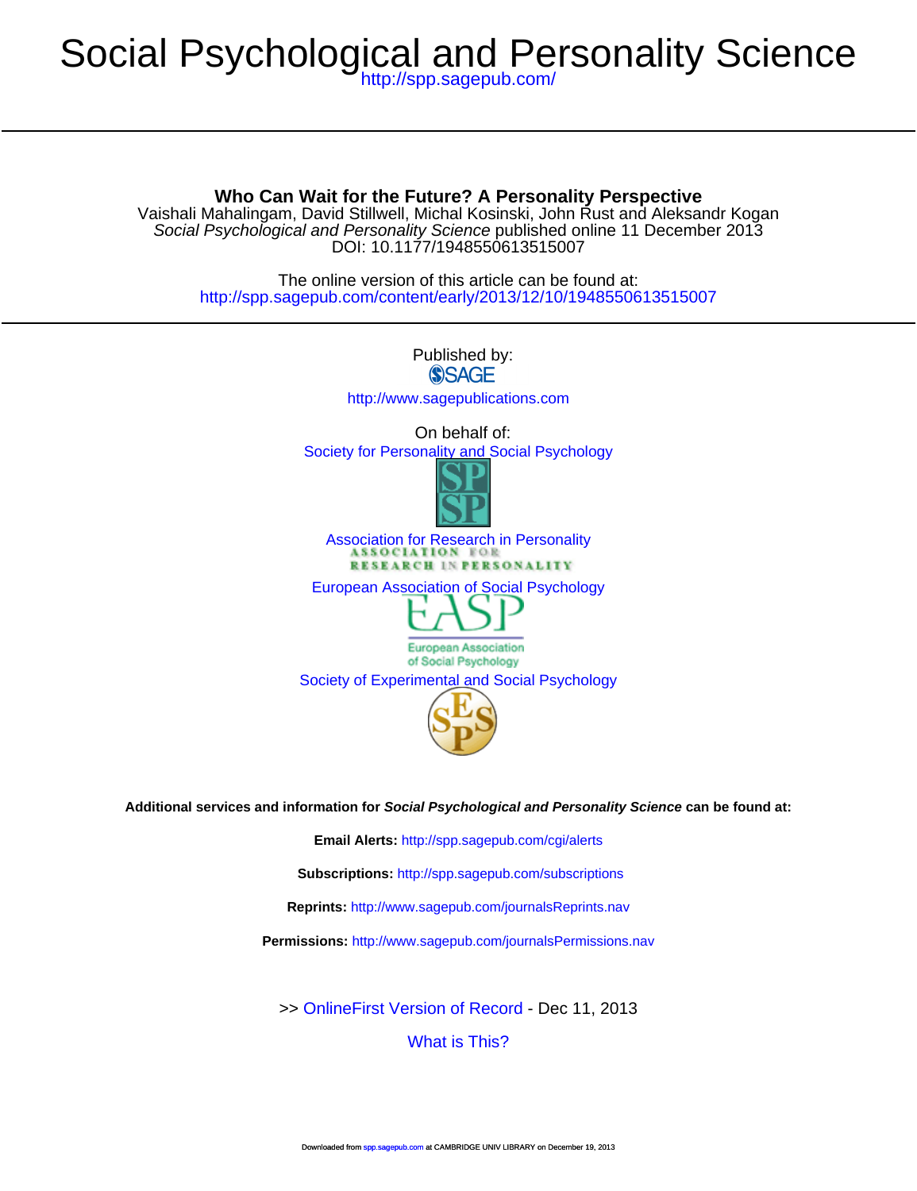# Social Psychological and Personality Science

http://spp.sagepub.com/

## Who Can Wait for the Future? A Personality Perspective

Vaishali Mahalingam, David Stillwell, Michal Kosinski, John Rust and Aleksandr Kogan

*Social Psychological and Personality Science* published online 11 December 2013

DOI: 10.1177/1948550613515007

The online version of this article can be found at:

http://spp.sagepub.com/content/early/2013/12/10/1948550613515007

Published by:

SAGE

http://www.sagepublications.com

On behalf of:

Society for Personality and Social Psychology

Association for Research in Personality

European Association of Social Psychology

Society of Experimental and Social Psychology

**Additional services and information for *Social Psychological and Personality Science* can be found at:**

**Email Alerts:** http://spp.sagepub.com/cgi/alerts

**Subscriptions:** http://spp.sagepub.com/subscriptions

**Reprints:** http://www.sagepub.com/journalsReprints.nav

**Permissions:** http://www.sagepub.com/journalsPermissions.nav

>> OnlineFirst Version of Record - Dec 11, 2013

What is This?

Downloaded from spp.sagepub.com at CAMBRIDGE UNIV LIBRARY on December 19, 2013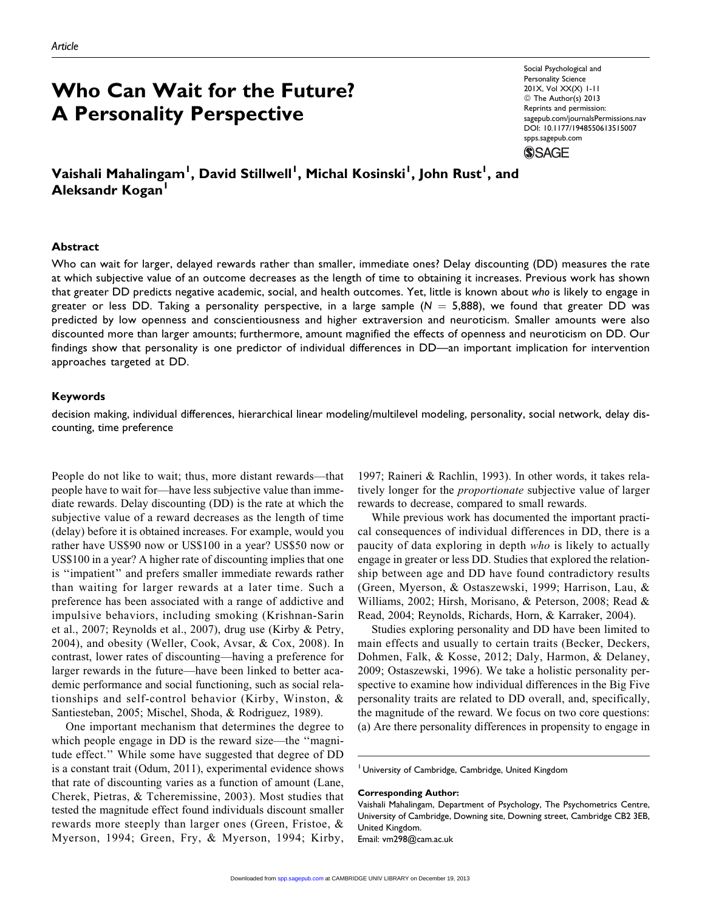Article

# Who Can Wait for the Future? A Personality Perspective

Social Psychological and Personality Science
201X, Vol XX(X) 1-11
© The Author(s) 2013
Reprints and permission:
sagepub.com/journalsPermissions.nav
DOI: 10.1177/1948550613515007
spps.sagepub.com

**Vaishali Mahalingam[1], David Stillwell[1], Michal Kosinski[1], John Rust[1], and Aleksandr Kogan[1]**

## Abstract

Who can wait for larger, delayed rewards rather than smaller, immediate ones? Delay discounting (DD) measures the rate at which subjective value of an outcome decreases as the length of time to obtaining it increases. Previous work has shown that greater DD predicts negative academic, social, and health outcomes. Yet, little is known about *who* is likely to engage in greater or less DD. Taking a personality perspective, in a large sample ($N = 5{,}888$), we found that greater DD was predicted by low openness and conscientiousness and higher extraversion and neuroticism. Smaller amounts were also discounted more than larger amounts; furthermore, amount magnified the effects of openness and neuroticism on DD. Our findings show that personality is one predictor of individual differences in DD—an important implication for intervention approaches targeted at DD.

## Keywords

decision making, individual differences, hierarchical linear modeling/multilevel modeling, personality, social network, delay discounting, time preference

People do not like to wait; thus, more distant rewards—that people have to wait for—have less subjective value than immediate rewards. Delay discounting (DD) is the rate at which the subjective value of a reward decreases as the length of time (delay) before it is obtained increases. For example, would you rather have US$90 now or US$100 in a year? US$50 now or US$100 in a year? A higher rate of discounting implies that one is "impatient" and prefers smaller immediate rewards rather than waiting for larger rewards at a later time. Such a preference has been associated with a range of addictive and impulsive behaviors, including smoking (Krishnan-Sarin et al., 2007; Reynolds et al., 2007), drug use (Kirby & Petry, 2004), and obesity (Weller, Cook, Avsar, & Cox, 2008). In contrast, lower rates of discounting—having a preference for larger rewards in the future—have been linked to better academic performance and social functioning, such as social relationships and self-control behavior (Kirby, Winston, & Santiesteban, 2005; Mischel, Shoda, & Rodriguez, 1989).

One important mechanism that determines the degree to which people engage in DD is the reward size—the "magnitude effect." While some have suggested that degree of DD is a constant trait (Odum, 2011), experimental evidence shows that rate of discounting varies as a function of amount (Lane, Cherek, Pietras, & Tcheremissine, 2003). Most studies that tested the magnitude effect found individuals discount smaller rewards more steeply than larger ones (Green, Fristoe, & Myerson, 1994; Green, Fry, & Myerson, 1994; Kirby, 1997; Raineri & Rachlin, 1993). In other words, it takes relatively longer for the *proportionate* subjective value of larger rewards to decrease, compared to small rewards.

While previous work has documented the important practical consequences of individual differences in DD, there is a paucity of data exploring in depth *who* is likely to actually engage in greater or less DD. Studies that explored the relationship between age and DD have found contradictory results (Green, Myerson, & Ostaszewski, 1999; Harrison, Lau, & Williams, 2002; Hirsh, Morisano, & Peterson, 2008; Read & Read, 2004; Reynolds, Richards, Horn, & Karraker, 2004).

Studies exploring personality and DD have been limited to main effects and usually to certain traits (Becker, Deckers, Dohmen, Falk, & Kosse, 2012; Daly, Harmon, & Delaney, 2009; Ostaszewski, 1996). We take a holistic personality perspective to examine how individual differences in the Big Five personality traits are related to DD overall, and, specifically, the magnitude of the reward. We focus on two core questions: (a) Are there personality differences in propensity to engage in

[1] University of Cambridge, Cambridge, United Kingdom

**Corresponding Author:**
Vaishali Mahalingam, Department of Psychology, The Psychometrics Centre, University of Cambridge, Downing site, Downing street, Cambridge CB2 3EB, United Kingdom.
Email: vm298@cam.ac.uk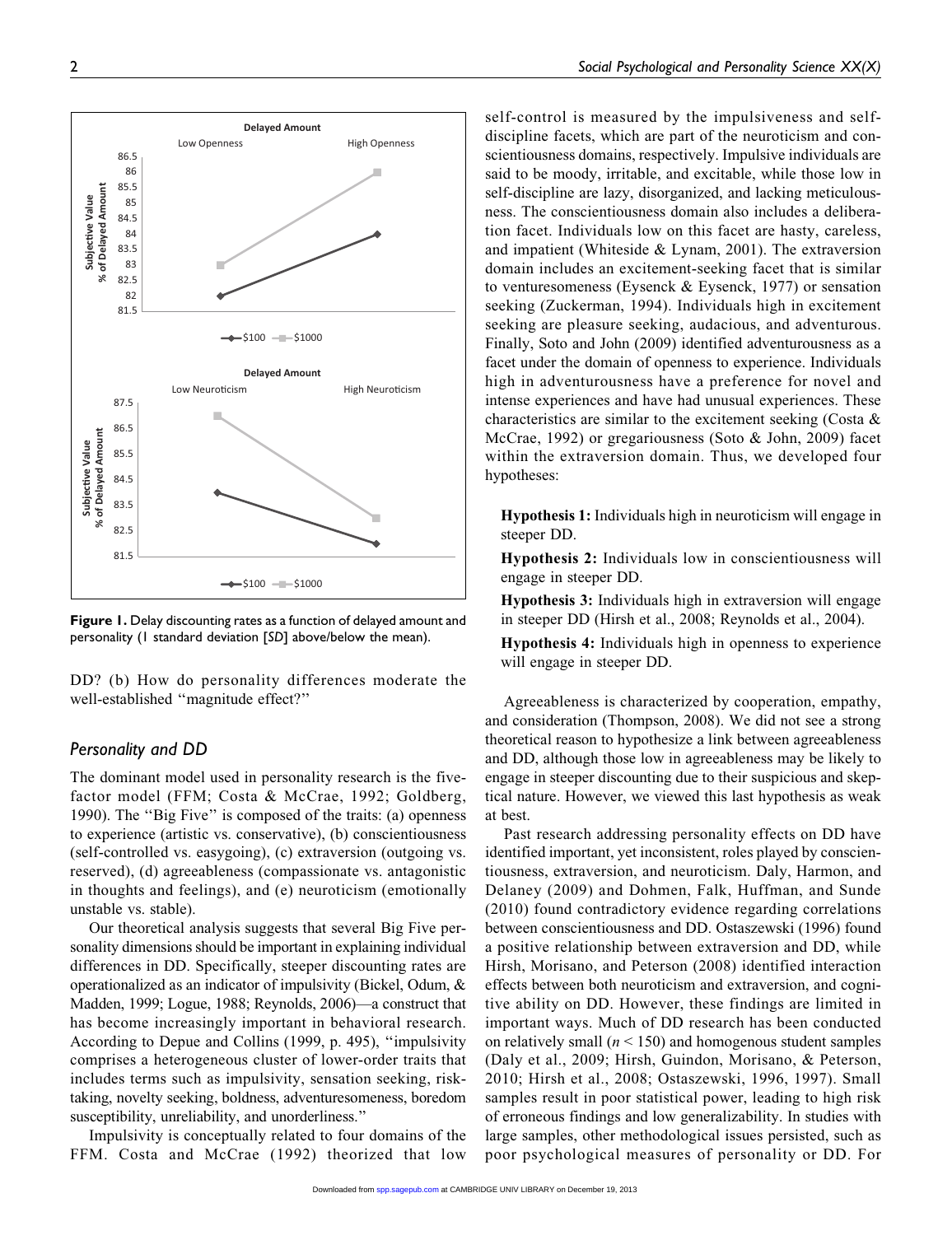Figure 1. Delay discounting rates as a function of delayed amount and personality (1 standard deviation [*SD*] above/below the mean).

DD? (b) How do personality differences moderate the well-established "magnitude effect?"

### Personality and DD

The dominant model used in personality research is the five-factor model (FFM; Costa & McCrae, 1992; Goldberg, 1990). The "Big Five" is composed of the traits: (a) openness to experience (artistic vs. conservative), (b) conscientiousness (self-controlled vs. easygoing), (c) extraversion (outgoing vs. reserved), (d) agreeableness (compassionate vs. antagonistic in thoughts and feelings), and (e) neuroticism (emotionally unstable vs. stable).

Our theoretical analysis suggests that several Big Five personality dimensions should be important in explaining individual differences in DD. Specifically, steeper discounting rates are operationalized as an indicator of impulsivity (Bickel, Odum, & Madden, 1999; Logue, 1988; Reynolds, 2006)—a construct that has become increasingly important in behavioral research. According to Depue and Collins (1999, p. 495), "impulsivity comprises a heterogeneous cluster of lower-order traits that includes terms such as impulsivity, sensation seeking, risk-taking, novelty seeking, boldness, adventuresomeness, boredom susceptibility, unreliability, and unorderliness."

Impulsivity is conceptually related to four domains of the FFM. Costa and McCrae (1992) theorized that low self-control is measured by the impulsiveness and self-discipline facets, which are part of the neuroticism and conscientiousness domains, respectively. Impulsive individuals are said to be moody, irritable, and excitable, while those low in self-discipline are lazy, disorganized, and lacking meticulousness. The conscientiousness domain also includes a deliberation facet. Individuals low on this facet are hasty, careless, and impatient (Whiteside & Lynam, 2001). The extraversion domain includes an excitement-seeking facet that is similar to venturesomeness (Eysenck & Eysenck, 1977) or sensation seeking (Zuckerman, 1994). Individuals high in excitement seeking are pleasure seeking, audacious, and adventurous. Finally, Soto and John (2009) identified adventurousness as a facet under the domain of openness to experience. Individuals high in adventurousness have a preference for novel and intense experiences and have had unusual experiences. These characteristics are similar to the excitement seeking (Costa & McCrae, 1992) or gregariousness (Soto & John, 2009) facet within the extraversion domain. Thus, we developed four hypotheses:

> **Hypothesis 1:** Individuals high in neuroticism will engage in steeper DD.
>
> **Hypothesis 2:** Individuals low in conscientiousness will engage in steeper DD.
>
> **Hypothesis 3:** Individuals high in extraversion will engage in steeper DD (Hirsh et al., 2008; Reynolds et al., 2004).
>
> **Hypothesis 4:** Individuals high in openness to experience will engage in steeper DD.

Agreeableness is characterized by cooperation, empathy, and consideration (Thompson, 2008). We did not see a strong theoretical reason to hypothesize a link between agreeableness and DD, although those low in agreeableness may be likely to engage in steeper discounting due to their suspicious and skeptical nature. However, we viewed this last hypothesis as weak at best.

Past research addressing personality effects on DD have identified important, yet inconsistent, roles played by conscientiousness, extraversion, and neuroticism. Daly, Harmon, and Delaney (2009) and Dohmen, Falk, Huffman, and Sunde (2010) found contradictory evidence regarding correlations between conscientiousness and DD. Ostaszewski (1996) found a positive relationship between extraversion and DD, while Hirsh, Morisano, and Peterson (2008) identified interaction effects between both neuroticism and extraversion, and cognitive ability on DD. However, these findings are limited in important ways. Much of DD research has been conducted on relatively small ($n < 150$) and homogenous student samples (Daly et al., 2009; Hirsh, Guindon, Morisano, & Peterson, 2010; Hirsh et al., 2008; Ostaszewski, 1996, 1997). Small samples result in poor statistical power, leading to high risk of erroneous findings and low generalizability. In studies with large samples, other methodological issues persisted, such as poor psychological measures of personality or DD. For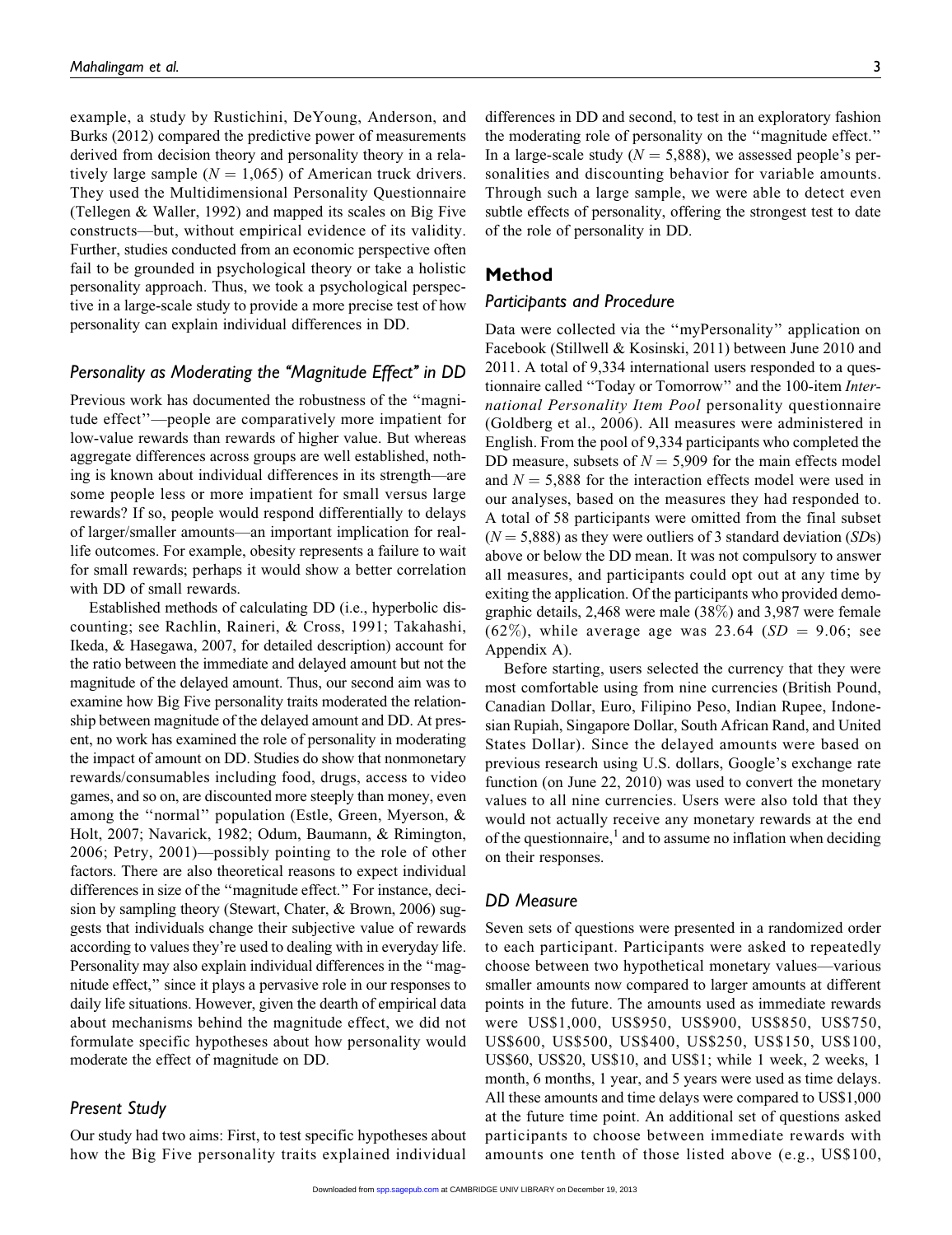example, a study by Rustichini, DeYoung, Anderson, and Burks (2012) compared the predictive power of measurements derived from decision theory and personality theory in a relatively large sample ($N = 1,065$) of American truck drivers. They used the Multidimensional Personality Questionnaire (Tellegen & Waller, 1992) and mapped its scales on Big Five constructs—but, without empirical evidence of its validity. Further, studies conducted from an economic perspective often fail to be grounded in psychological theory or take a holistic personality approach. Thus, we took a psychological perspective in a large-scale study to provide a more precise test of how personality can explain individual differences in DD.

### Personality as Moderating the "Magnitude Effect" in DD

Previous work has documented the robustness of the "magnitude effect"—people are comparatively more impatient for low-value rewards than rewards of higher value. But whereas aggregate differences across groups are well established, nothing is known about individual differences in its strength—are some people less or more impatient for small versus large rewards? If so, people would respond differentially to delays of larger/smaller amounts—an important implication for real-life outcomes. For example, obesity represents a failure to wait for small rewards; perhaps it would show a better correlation with DD of small rewards.

Established methods of calculating DD (i.e., hyperbolic discounting; see Rachlin, Raineri, & Cross, 1991; Takahashi, Ikeda, & Hasegawa, 2007, for detailed description) account for the ratio between the immediate and delayed amount but not the magnitude of the delayed amount. Thus, our second aim was to examine how Big Five personality traits moderated the relationship between magnitude of the delayed amount and DD. At present, no work has examined the role of personality in moderating the impact of amount on DD. Studies do show that nonmonetary rewards/consumables including food, drugs, access to video games, and so on, are discounted more steeply than money, even among the "normal" population (Estle, Green, Myerson, & Holt, 2007; Navarick, 1982; Odum, Baumann, & Rimington, 2006; Petry, 2001)—possibly pointing to the role of other factors. There are also theoretical reasons to expect individual differences in size of the "magnitude effect." For instance, decision by sampling theory (Stewart, Chater, & Brown, 2006) suggests that individuals change their subjective value of rewards according to values they're used to dealing with in everyday life. Personality may also explain individual differences in the "magnitude effect," since it plays a pervasive role in our responses to daily life situations. However, given the dearth of empirical data about mechanisms behind the magnitude effect, we did not formulate specific hypotheses about how personality would moderate the effect of magnitude on DD.

### Present Study

Our study had two aims: First, to test specific hypotheses about how the Big Five personality traits explained individual differences in DD and second, to test in an exploratory fashion the moderating role of personality on the "magnitude effect." In a large-scale study ($N = 5,888$), we assessed people's personalities and discounting behavior for variable amounts. Through such a large sample, we were able to detect even subtle effects of personality, offering the strongest test to date of the role of personality in DD.

## Method

### Participants and Procedure

Data were collected via the "myPersonality" application on Facebook (Stillwell & Kosinski, 2011) between June 2010 and 2011. A total of 9,334 international users responded to a questionnaire called "Today or Tomorrow" and the 100-item *International Personality Item Pool* personality questionnaire (Goldberg et al., 2006). All measures were administered in English. From the pool of 9,334 participants who completed the DD measure, subsets of $N = 5,909$ for the main effects model and $N = 5,888$ for the interaction effects model were used in our analyses, based on the measures they had responded to. A total of 58 participants were omitted from the final subset ($N = 5,888$) as they were outliers of 3 standard deviation (*SD*s) above or below the DD mean. It was not compulsory to answer all measures, and participants could opt out at any time by exiting the application. Of the participants who provided demographic details, 2,468 were male (38%) and 3,987 were female (62%), while average age was 23.64 ($SD = 9.06$; see Appendix A).

Before starting, users selected the currency that they were most comfortable using from nine currencies (British Pound, Canadian Dollar, Euro, Filipino Peso, Indian Rupee, Indonesian Rupiah, Singapore Dollar, South African Rand, and United States Dollar). Since the delayed amounts were based on previous research using U.S. dollars, Google's exchange rate function (on June 22, 2010) was used to convert the monetary values to all nine currencies. Users were also told that they would not actually receive any monetary rewards at the end of the questionnaire,[1] and to assume no inflation when deciding on their responses.

### DD Measure

Seven sets of questions were presented in a randomized order to each participant. Participants were asked to repeatedly choose between two hypothetical monetary values—various smaller amounts now compared to larger amounts at different points in the future. The amounts used as immediate rewards were US$1,000, US$950, US$900, US$850, US$750, US$600, US$500, US$400, US$250, US$150, US$100, US$60, US$20, US$10, and US$1; while 1 week, 2 weeks, 1 month, 6 months, 1 year, and 5 years were used as time delays. All these amounts and time delays were compared to US$1,000 at the future time point. An additional set of questions asked participants to choose between immediate rewards with amounts one tenth of those listed above (e.g., US$100,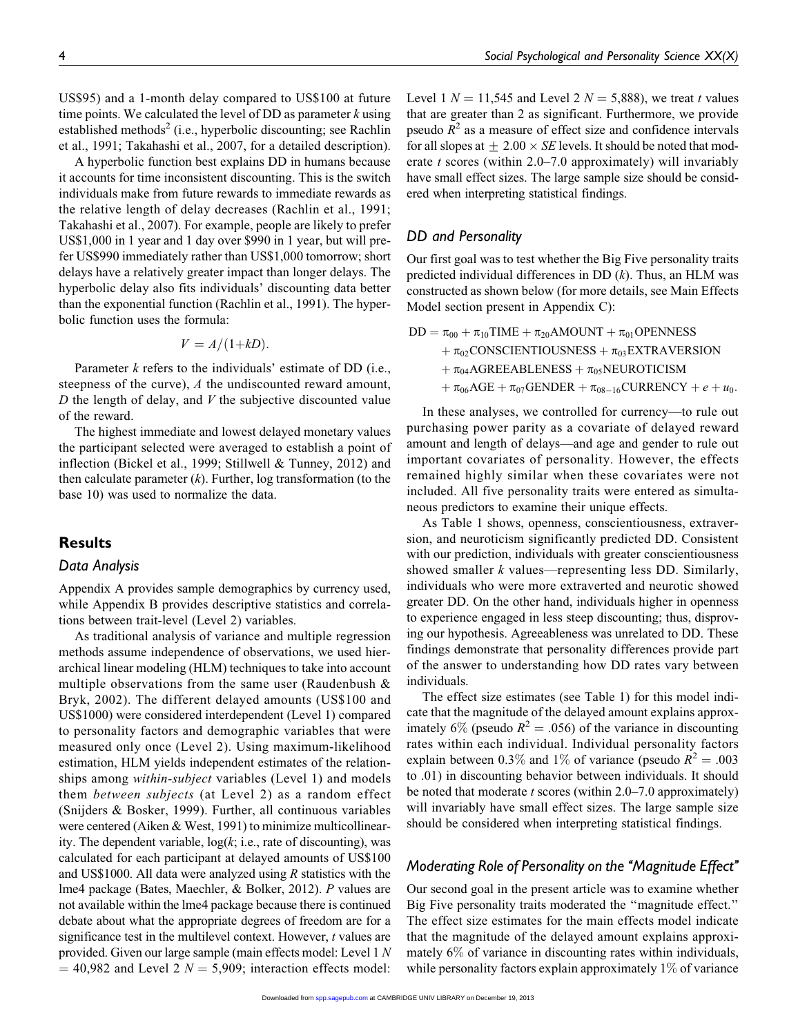US$95) and a 1-month delay compared to US$100 at future time points. We calculated the level of DD as parameter $k$ using established methods[2] (i.e., hyperbolic discounting; see Rachlin et al., 1991; Takahashi et al., 2007, for a detailed description).

A hyperbolic function best explains DD in humans because it accounts for time inconsistent discounting. This is the switch individuals make from future rewards to immediate rewards as the relative length of delay decreases (Rachlin et al., 1991; Takahashi et al., 2007). For example, people are likely to prefer US$1,000 in 1 year and 1 day over $990 in 1 year, but will prefer US$990 immediately rather than US$1,000 tomorrow; short delays have a relatively greater impact than longer delays. The hyperbolic delay also fits individuals' discounting data better than the exponential function (Rachlin et al., 1991). The hyperbolic function uses the formula:

$$V = A/(1+kD).$$

Parameter $k$ refers to the individuals' estimate of DD (i.e., steepness of the curve), $A$ the undiscounted reward amount, $D$ the length of delay, and $V$ the subjective discounted value of the reward.

The highest immediate and lowest delayed monetary values the participant selected were averaged to establish a point of inflection (Bickel et al., 1999; Stillwell & Tunney, 2012) and then calculate parameter ($k$). Further, log transformation (to the base 10) was used to normalize the data.

## Results

### Data Analysis

Appendix A provides sample demographics by currency used, while Appendix B provides descriptive statistics and correlations between trait-level (Level 2) variables.

As traditional analysis of variance and multiple regression methods assume independence of observations, we used hierarchical linear modeling (HLM) techniques to take into account multiple observations from the same user (Raudenbush & Bryk, 2002). The different delayed amounts (US$100 and US$1000) were considered interdependent (Level 1) compared to personality factors and demographic variables that were measured only once (Level 2). Using maximum-likelihood estimation, HLM yields independent estimates of the relationships among *within-subject* variables (Level 1) and models them *between subjects* (at Level 2) as a random effect (Snijders & Bosker, 1999). Further, all continuous variables were centered (Aiken & West, 1991) to minimize multicollinearity. The dependent variable, log($k$; i.e., rate of discounting), was calculated for each participant at delayed amounts of US$100 and US$1000. All data were analyzed using $R$ statistics with the lme4 package (Bates, Maechler, & Bolker, 2012). $P$ values are not available within the lme4 package because there is continued debate about what the appropriate degrees of freedom are for a significance test in the multilevel context. However, $t$ values are provided. Given our large sample (main effects model: Level 1 $N = 40{,}982$ and Level 2 $N = 5{,}909$; interaction effects model: Level 1 $N = 11{,}545$ and Level 2 $N = 5{,}888$), we treat $t$ values that are greater than 2 as significant. Furthermore, we provide pseudo $R^2$ as a measure of effect size and confidence intervals for all slopes at $\pm\ 2.00 \times SE$ levels. It should be noted that moderate $t$ scores (within 2.0–7.0 approximately) will invariably have small effect sizes. The large sample size should be considered when interpreting statistical findings.

### DD and Personality

Our first goal was to test whether the Big Five personality traits predicted individual differences in DD ($k$). Thus, an HLM was constructed as shown below (for more details, see Main Effects Model section present in Appendix C):

$$\begin{aligned} \text{DD} = {} & \pi_{00} + \pi_{10}\text{TIME} + \pi_{20}\text{AMOUNT} + \pi_{01}\text{OPENNESS} \\ & + \pi_{02}\text{CONSCIENTIOUSNESS} + \pi_{03}\text{EXTRAVERSION} \\ & + \pi_{04}\text{AGREEABLENESS} + \pi_{05}\text{NEUROTICISM} \\ & + \pi_{06}\text{AGE} + \pi_{07}\text{GENDER} + \pi_{08-16}\text{CURRENCY} + e + u_0. \end{aligned}$$

In these analyses, we controlled for currency—to rule out purchasing power parity as a covariate of delayed reward amount and length of delays—and age and gender to rule out important covariates of personality. However, the effects remained highly similar when these covariates were not included. All five personality traits were entered as simultaneous predictors to examine their unique effects.

As Table 1 shows, openness, conscientiousness, extraversion, and neuroticism significantly predicted DD. Consistent with our prediction, individuals with greater conscientiousness showed smaller $k$ values—representing less DD. Similarly, individuals who were more extraverted and neurotic showed greater DD. On the other hand, individuals higher in openness to experience engaged in less steep discounting; thus, disproving our hypothesis. Agreeableness was unrelated to DD. These findings demonstrate that personality differences provide part of the answer to understanding how DD rates vary between individuals.

The effect size estimates (see Table 1) for this model indicate that the magnitude of the delayed amount explains approximately 6% (pseudo $R^2 = .056$) of the variance in discounting rates within each individual. Individual personality factors explain between 0.3% and 1% of variance (pseudo $R^2 = .003$ to .01) in discounting behavior between individuals. It should be noted that moderate $t$ scores (within 2.0–7.0 approximately) will invariably have small effect sizes. The large sample size should be considered when interpreting statistical findings.

### Moderating Role of Personality on the "Magnitude Effect"

Our second goal in the present article was to examine whether Big Five personality traits moderated the "magnitude effect." The effect size estimates for the main effects model indicate that the magnitude of the delayed amount explains approximately 6% of variance in discounting rates within individuals, while personality factors explain approximately 1% of variance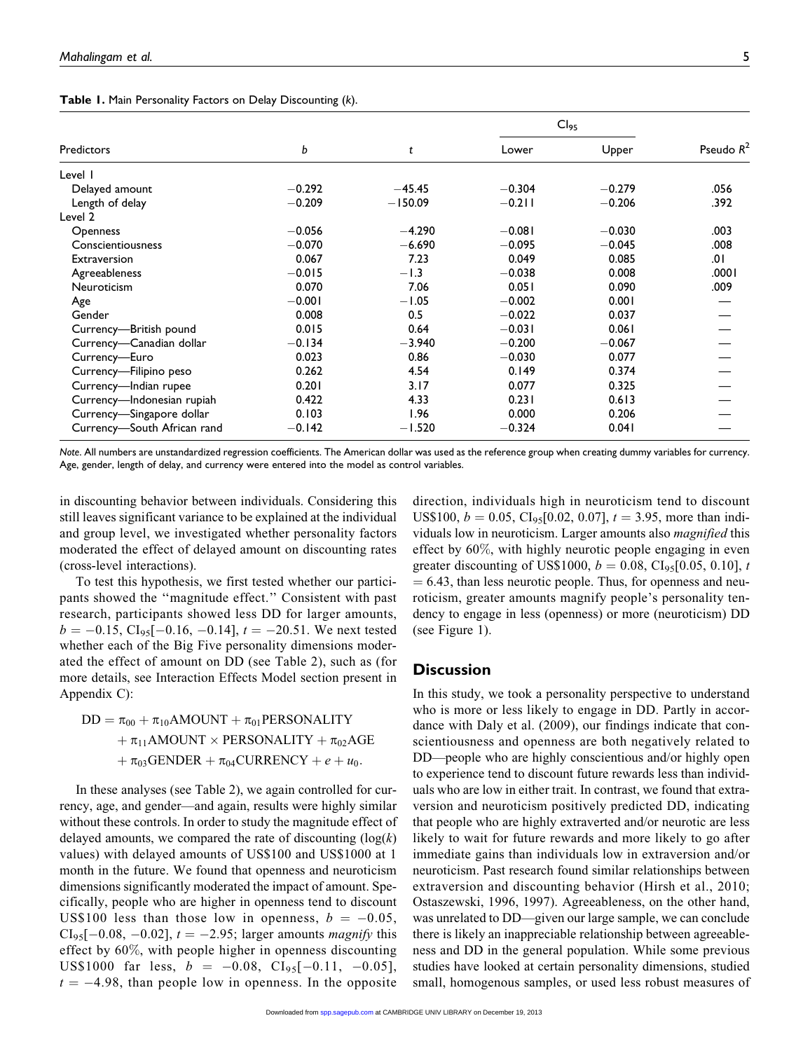**Table 1.** Main Personality Factors on Delay Discounting (*k*).

| Predictors | *b* | *t* | $CI_{95}$ Lower | $CI_{95}$ Upper | Pseudo $R^2$ |
|---|---|---|---|---|---|
| Level 1 | | | | | |
| Delayed amount | −0.292 | −45.45 | −0.304 | −0.279 | .056 |
| Length of delay | −0.209 | −150.09 | −0.211 | −0.206 | .392 |
| Level 2 | | | | | |
| Openness | −0.056 | −4.290 | −0.081 | −0.030 | .003 |
| Conscientiousness | −0.070 | −6.690 | −0.095 | −0.045 | .008 |
| Extraversion | 0.067 | 7.23 | 0.049 | 0.085 | .01 |
| Agreeableness | −0.015 | −1.3 | −0.038 | 0.008 | .0001 |
| Neuroticism | 0.070 | 7.06 | 0.051 | 0.090 | .009 |
| Age | −0.001 | −1.05 | −0.002 | 0.001 | — |
| Gender | 0.008 | 0.5 | −0.022 | 0.037 | — |
| Currency—British pound | 0.015 | 0.64 | −0.031 | 0.061 | — |
| Currency—Canadian dollar | −0.134 | −3.940 | −0.200 | −0.067 | — |
| Currency—Euro | 0.023 | 0.86 | −0.030 | 0.077 | — |
| Currency—Filipino peso | 0.262 | 4.54 | 0.149 | 0.374 | — |
| Currency—Indian rupee | 0.201 | 3.17 | 0.077 | 0.325 | — |
| Currency—Indonesian rupiah | 0.422 | 4.33 | 0.231 | 0.613 | — |
| Currency—Singapore dollar | 0.103 | 1.96 | 0.000 | 0.206 | — |
| Currency—South African rand | −0.142 | −1.520 | −0.324 | 0.041 | — |

*Note*. All numbers are unstandardized regression coefficients. The American dollar was used as the reference group when creating dummy variables for currency. Age, gender, length of delay, and currency were entered into the model as control variables.

in discounting behavior between individuals. Considering this still leaves significant variance to be explained at the individual and group level, we investigated whether personality factors moderated the effect of delayed amount on discounting rates (cross-level interactions).

To test this hypothesis, we first tested whether our participants showed the "magnitude effect." Consistent with past research, participants showed less DD for larger amounts, $b = -0.15$, $CI_{95}[-0.16, -0.14]$, $t = -20.51$. We next tested whether each of the Big Five personality dimensions moderated the effect of amount on DD (see Table 2), such as (for more details, see Interaction Effects Model section present in Appendix C):

$$\mathrm{DD} = \pi_{00} + \pi_{10}\mathrm{AMOUNT} + \pi_{01}\mathrm{PERSONALITY} + \pi_{11}\mathrm{AMOUNT} \times \mathrm{PERSONALITY} + \pi_{02}\mathrm{AGE} + \pi_{03}\mathrm{GENDER} + \pi_{04}\mathrm{CURRENCY} + e + u_0.$$

In these analyses (see Table 2), we again controlled for currency, age, and gender—and again, results were highly similar without these controls. In order to study the magnitude effect of delayed amounts, we compared the rate of discounting ($\log(k)$ values) with delayed amounts of US\$100 and US\$1000 at 1 month in the future. We found that openness and neuroticism dimensions significantly moderated the impact of amount. Specifically, people who are higher in openness tend to discount US\$100 less than those low in openness, $b = -0.05$, $CI_{95}[-0.08, -0.02]$, $t = -2.95$; larger amounts *magnify* this effect by 60%, with people higher in openness discounting US\$1000 far less, $b = -0.08$, $CI_{95}[-0.11, -0.05]$, $t = -4.98$, than people low in openness. In the opposite direction, individuals high in neuroticism tend to discount US\$100, $b = 0.05$, $CI_{95}[0.02, 0.07]$, $t = 3.95$, more than individuals low in neuroticism. Larger amounts also *magnified* this effect by 60%, with highly neurotic people engaging in even greater discounting of US\$1000, $b = 0.08$, $CI_{95}[0.05, 0.10]$, $t = 6.43$, than less neurotic people. Thus, for openness and neuroticism, greater amounts magnify people's personality tendency to engage in less (openness) or more (neuroticism) DD (see Figure 1).

## Discussion

In this study, we took a personality perspective to understand who is more or less likely to engage in DD. Partly in accordance with Daly et al. (2009), our findings indicate that conscientiousness and openness are both negatively related to DD—people who are highly conscientious and/or highly open to experience tend to discount future rewards less than individuals who are low in either trait. In contrast, we found that extraversion and neuroticism positively predicted DD, indicating that people who are highly extraverted and/or neurotic are less likely to wait for future rewards and more likely to go after immediate gains than individuals low in extraversion and/or neuroticism. Past research found similar relationships between extraversion and discounting behavior (Hirsh et al., 2010; Ostaszewski, 1996, 1997). Agreeableness, on the other hand, was unrelated to DD—given our large sample, we can conclude there is likely an inappreciable relationship between agreeableness and DD in the general population. While some previous studies have looked at certain personality dimensions, studied small, homogenous samples, or used less robust measures of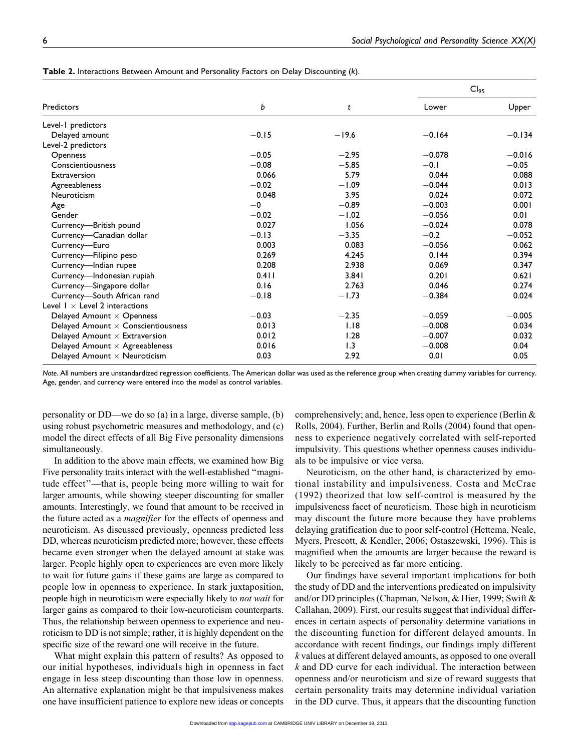**Table 2.** Interactions Between Amount and Personality Factors on Delay Discounting (*k*).

| Predictors | *b* | *t* | $CI_{95}$ | |
|---|---|---|---|---|
| | | | Lower | Upper |
| Level-1 predictors | | | | |
| Delayed amount | −0.15 | −19.6 | −0.164 | −0.134 |
| Level-2 predictors | | | | |
| Openness | −0.05 | −2.95 | −0.078 | −0.016 |
| Conscientiousness | −0.08 | −5.85 | −0.1 | −0.05 |
| Extraversion | 0.066 | 5.79 | 0.044 | 0.088 |
| Agreeableness | −0.02 | −1.09 | −0.044 | 0.013 |
| Neuroticism | 0.048 | 3.95 | 0.024 | 0.072 |
| Age | −0 | −0.89 | −0.003 | 0.001 |
| Gender | −0.02 | −1.02 | −0.056 | 0.01 |
| Currency—British pound | 0.027 | 1.056 | −0.024 | 0.078 |
| Currency—Canadian dollar | −0.13 | −3.35 | −0.2 | −0.052 |
| Currency—Euro | 0.003 | 0.083 | −0.056 | 0.062 |
| Currency—Filipino peso | 0.269 | 4.245 | 0.144 | 0.394 |
| Currency—Indian rupee | 0.208 | 2.938 | 0.069 | 0.347 |
| Currency—Indonesian rupiah | 0.411 | 3.841 | 0.201 | 0.621 |
| Currency—Singapore dollar | 0.16 | 2.763 | 0.046 | 0.274 |
| Currency—South African rand | −0.18 | −1.73 | −0.384 | 0.024 |
| Level 1 × Level 2 interactions | | | | |
| Delayed Amount × Openness | −0.03 | −2.35 | −0.059 | −0.005 |
| Delayed Amount × Conscientiousness | 0.013 | 1.18 | −0.008 | 0.034 |
| Delayed Amount × Extraversion | 0.012 | 1.28 | −0.007 | 0.032 |
| Delayed Amount × Agreeableness | 0.016 | 1.3 | −0.008 | 0.04 |
| Delayed Amount × Neuroticism | 0.03 | 2.92 | 0.01 | 0.05 |

*Note*. All numbers are unstandardized regression coefficients. The American dollar was used as the reference group when creating dummy variables for currency. Age, gender, and currency were entered into the model as control variables.

personality or DD—we do so (a) in a large, diverse sample, (b) using robust psychometric measures and methodology, and (c) model the direct effects of all Big Five personality dimensions simultaneously.

In addition to the above main effects, we examined how Big Five personality traits interact with the well-established "magnitude effect"—that is, people being more willing to wait for larger amounts, while showing steeper discounting for smaller amounts. Interestingly, we found that amount to be received in the future acted as a *magnifier* for the effects of openness and neuroticism. As discussed previously, openness predicted less DD, whereas neuroticism predicted more; however, these effects became even stronger when the delayed amount at stake was larger. People highly open to experiences are even more likely to wait for future gains if these gains are large as compared to people low in openness to experience. In stark juxtaposition, people high in neuroticism were especially likely to *not wait* for larger gains as compared to their low-neuroticism counterparts. Thus, the relationship between openness to experience and neuroticism to DD is not simple; rather, it is highly dependent on the specific size of the reward one will receive in the future.

What might explain this pattern of results? As opposed to our initial hypotheses, individuals high in openness in fact engage in less steep discounting than those low in openness. An alternative explanation might be that impulsiveness makes one have insufficient patience to explore new ideas or concepts comprehensively; and, hence, less open to experience (Berlin & Rolls, 2004). Further, Berlin and Rolls (2004) found that openness to experience negatively correlated with self-reported impulsivity. This questions whether openness causes individuals to be impulsive or vice versa.

Neuroticism, on the other hand, is characterized by emotional instability and impulsiveness. Costa and McCrae (1992) theorized that low self-control is measured by the impulsiveness facet of neuroticism. Those high in neuroticism may discount the future more because they have problems delaying gratification due to poor self-control (Hettema, Neale, Myers, Prescott, & Kendler, 2006; Ostaszewski, 1996). This is magnified when the amounts are larger because the reward is likely to be perceived as far more enticing.

Our findings have several important implications for both the study of DD and the interventions predicated on impulsivity and/or DD principles (Chapman, Nelson, & Hier, 1999; Swift & Callahan, 2009). First, our results suggest that individual differences in certain aspects of personality determine variations in the discounting function for different delayed amounts. In accordance with recent findings, our findings imply different *k* values at different delayed amounts, as opposed to one overall *k* and DD curve for each individual. The interaction between openness and/or neuroticism and size of reward suggests that certain personality traits may determine individual variation in the DD curve. Thus, it appears that the discounting function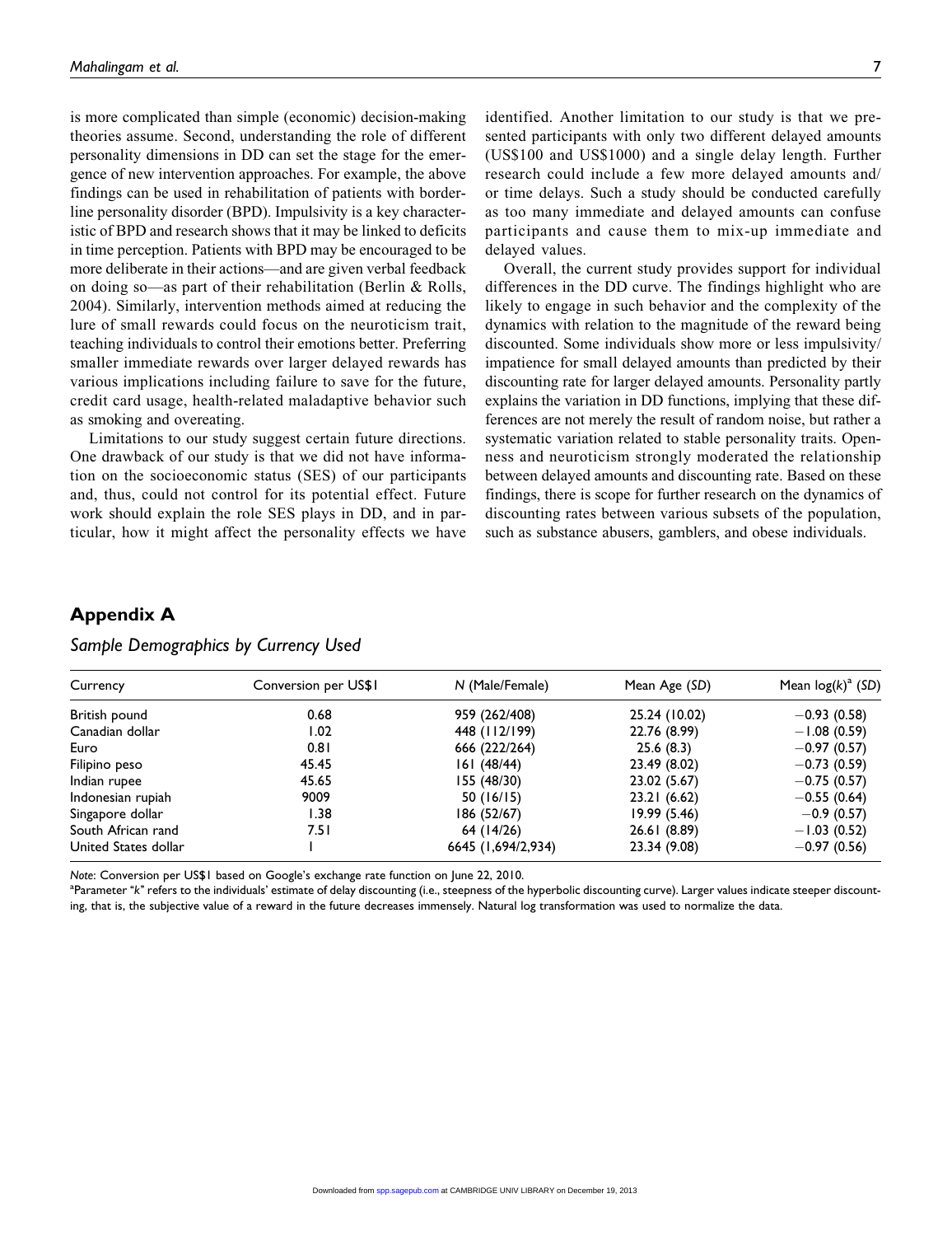is more complicated than simple (economic) decision-making theories assume. Second, understanding the role of different personality dimensions in DD can set the stage for the emergence of new intervention approaches. For example, the above findings can be used in rehabilitation of patients with borderline personality disorder (BPD). Impulsivity is a key characteristic of BPD and research shows that it may be linked to deficits in time perception. Patients with BPD may be encouraged to be more deliberate in their actions—and are given verbal feedback on doing so—as part of their rehabilitation (Berlin & Rolls, 2004). Similarly, intervention methods aimed at reducing the lure of small rewards could focus on the neuroticism trait, teaching individuals to control their emotions better. Preferring smaller immediate rewards over larger delayed rewards has various implications including failure to save for the future, credit card usage, health-related maladaptive behavior such as smoking and overeating.

Limitations to our study suggest certain future directions. One drawback of our study is that we did not have information on the socioeconomic status (SES) of our participants and, thus, could not control for its potential effect. Future work should explain the role SES plays in DD, and in particular, how it might affect the personality effects we have identified. Another limitation to our study is that we presented participants with only two different delayed amounts (US$100 and US$1000) and a single delay length. Further research could include a few more delayed amounts and/or time delays. Such a study should be conducted carefully as too many immediate and delayed amounts can confuse participants and cause them to mix-up immediate and delayed values.

Overall, the current study provides support for individual differences in the DD curve. The findings highlight who are likely to engage in such behavior and the complexity of the dynamics with relation to the magnitude of the reward being discounted. Some individuals show more or less impulsivity/impatience for small delayed amounts than predicted by their discounting rate for larger delayed amounts. Personality partly explains the variation in DD functions, implying that these differences are not merely the result of random noise, but rather a systematic variation related to stable personality traits. Openness and neuroticism strongly moderated the relationship between delayed amounts and discounting rate. Based on these findings, there is scope for further research on the dynamics of discounting rates between various subsets of the population, such as substance abusers, gamblers, and obese individuals.

## Appendix A

*Sample Demographics by Currency Used*

| Currency | Conversion per US$1 | *N* (Male/Female) | Mean Age (*SD*) | Mean log(*k*)[a] (*SD*) |
|---|---|---|---|---|
| British pound | 0.68 | 959 (262/408) | 25.24 (10.02) | −0.93 (0.58) |
| Canadian dollar | 1.02 | 448 (112/199) | 22.76 (8.99) | −1.08 (0.59) |
| Euro | 0.81 | 666 (222/264) | 25.6 (8.3) | −0.97 (0.57) |
| Filipino peso | 45.45 | 161 (48/44) | 23.49 (8.02) | −0.73 (0.59) |
| Indian rupee | 45.65 | 155 (48/30) | 23.02 (5.67) | −0.75 (0.57) |
| Indonesian rupiah | 9009 | 50 (16/15) | 23.21 (6.62) | −0.55 (0.64) |
| Singapore dollar | 1.38 | 186 (52/67) | 19.99 (5.46) | −0.9 (0.57) |
| South African rand | 7.51 | 64 (14/26) | 26.61 (8.89) | −1.03 (0.52) |
| United States dollar | 1 | 6645 (1,694/2,934) | 23.34 (9.08) | −0.97 (0.56) |

*Note*: Conversion per US$1 based on Google's exchange rate function on June 22, 2010.

[a]Parameter "*k*" refers to the individuals' estimate of delay discounting (i.e., steepness of the hyperbolic discounting curve). Larger values indicate steeper discounting, that is, the subjective value of a reward in the future decreases immensely. Natural log transformation was used to normalize the data.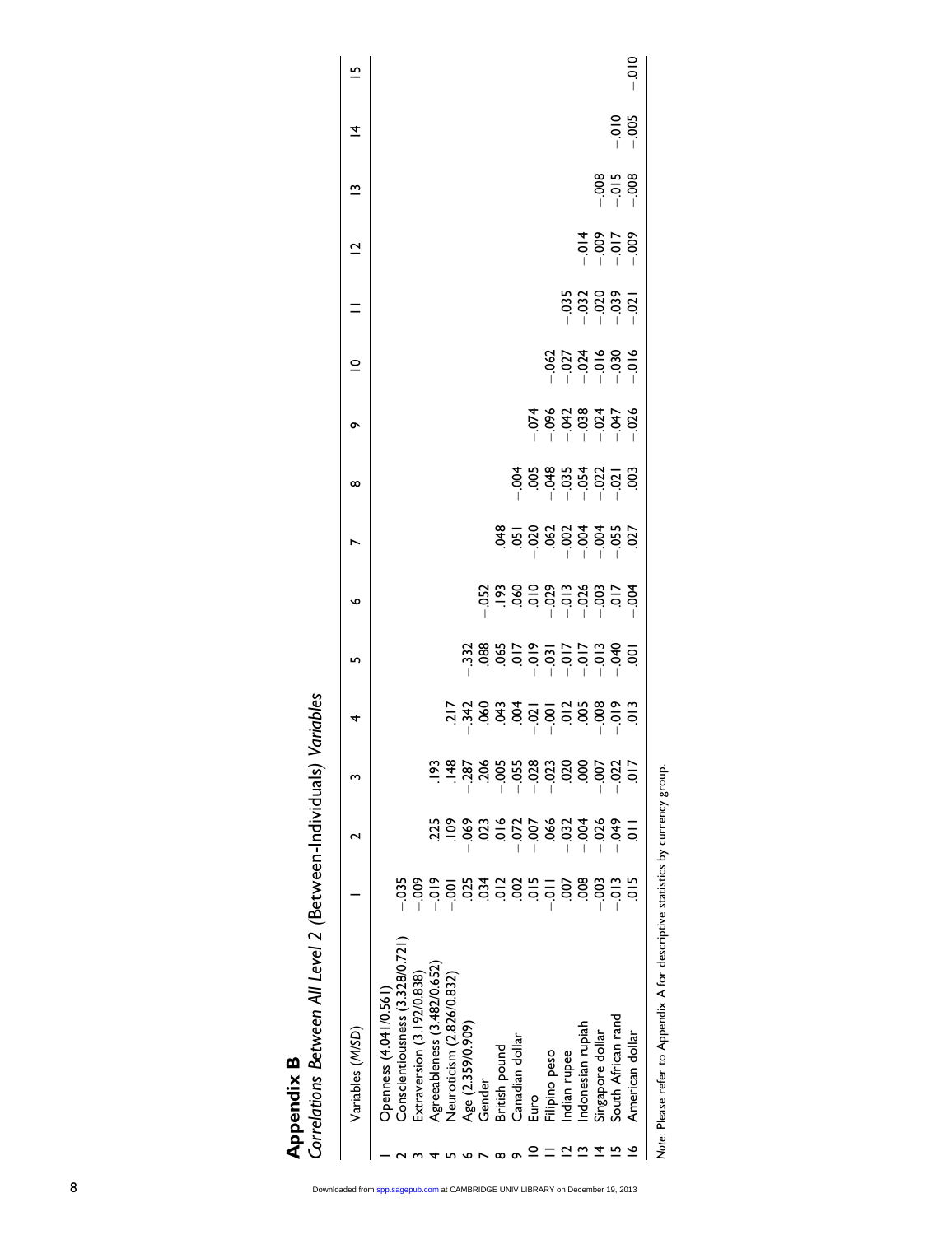## Appendix B

*Correlations Between All Level 2 (Between-Individuals) Variables*

| | Variables (M/SD) | 1 | 2 | 3 | 4 | 5 | 6 | 7 | 8 | 9 | 10 | 11 | 12 | 13 | 14 | 15 |
|---|---|---|---|---|---|---|---|---|---|---|---|---|---|---|---|---|
| 1 | Openness (4.041/0.561) | | | | | | | | | | | | | | | |
| 2 | Conscientiousness (3.328/0.721) | −.035 | | | | | | | | | | | | | | |
| 3 | Extraversion (3.192/0.838) | −.009 | .225 | | | | | | | | | | | | | |
| 4 | Agreeableness (3.482/0.652) | −.019 | .109 | .193 | | | | | | | | | | | | |
| 5 | Neuroticism (2.826/0.832) | −.001 | −.069 | .148 | .217 | | | | | | | | | | | |
| 6 | Age (2.359/0.909) | .025 | .023 | −.287 | −.342 | −.332 | | | | | | | | | | |
| 7 | Gender | .034 | .016 | .206 | .060 | .088 | −.052 | | | | | | | | | |
| 8 | British pound | .012 | −.072 | −.005 | .043 | .065 | .193 | .048 | | | | | | | | |
| 9 | Canadian dollar | .002 | −.007 | −.055 | .004 | .017 | .060 | .051 | −.004 | | | | | | | |
| 10 | Euro | .015 | .066 | −.028 | −.021 | −.019 | .010 | −.020 | .005 | −.074 | | | | | | |
| 11 | Filipino peso | −.011 | −.032 | −.023 | −.001 | −.031 | −.029 | .062 | −.048 | −.096 | −.062 | | | | | |
| 12 | Indian rupee | .007 | −.004 | .020 | .012 | −.017 | −.013 | −.002 | −.035 | −.042 | −.027 | −.035 | | | | |
| 13 | Indonesian rupiah | .008 | −.026 | .000 | .005 | −.017 | −.026 | −.004 | −.054 | −.038 | −.024 | −.032 | −.014 | | | |
| 14 | Singapore dollar | −.003 | −.049 | −.007 | −.008 | −.013 | −.003 | −.004 | −.022 | −.024 | −.016 | −.020 | −.009 | −.008 | | |
| 15 | South African rand | −.013 | .011 | −.022 | −.019 | −.040 | .017 | −.055 | −.021 | −.047 | −.030 | −.039 | −.017 | −.015 | −.010 | |
| 16 | American dollar | .015 | | .017 | .013 | .001 | −.004 | .027 | .003 | −.026 | −.016 | −.021 | −.009 | −.008 | −.005 | −.010 |

*Note*: Please refer to Appendix A for descriptive statistics by currency group.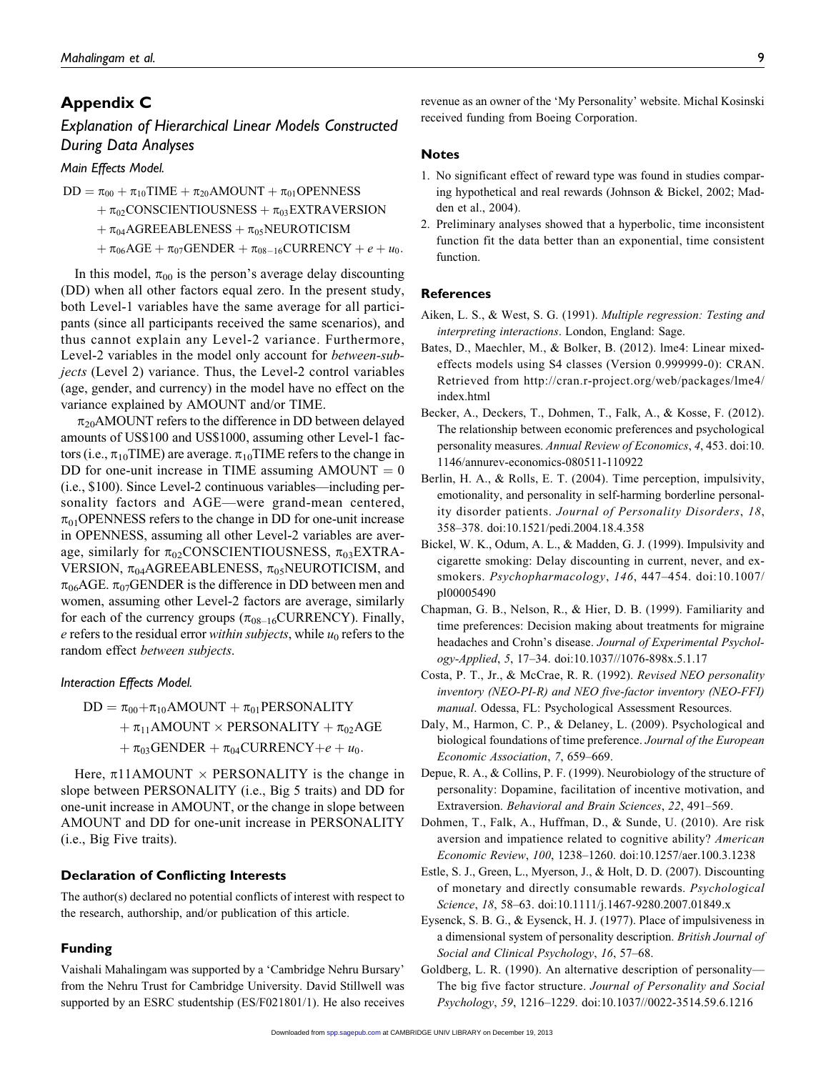## Appendix C

### Explanation of Hierarchical Linear Models Constructed During Data Analyses

#### Main Effects Model.

$$
\begin{aligned}
\text{DD} = {} & \pi_{00} + \pi_{10}\text{TIME} + \pi_{20}\text{AMOUNT} + \pi_{01}\text{OPENNESS} \\
& + \pi_{02}\text{CONSCIENTIOUSNESS} + \pi_{03}\text{EXTRAVERSION} \\
& + \pi_{04}\text{AGREEABLENESS} + \pi_{05}\text{NEUROTICISM} \\
& + \pi_{06}\text{AGE} + \pi_{07}\text{GENDER} + \pi_{08-16}\text{CURRENCY} + e + u_0.
\end{aligned}
$$

In this model, $\pi_{00}$ is the person's average delay discounting (DD) when all other factors equal zero. In the present study, both Level-1 variables have the same average for all participants (since all participants received the same scenarios), and thus cannot explain any Level-2 variance. Furthermore, Level-2 variables in the model only account for *between-subjects* (Level 2) variance. Thus, the Level-2 control variables (age, gender, and currency) in the model have no effect on the variance explained by AMOUNT and/or TIME.

$\pi_{20}$AMOUNT refers to the difference in DD between delayed amounts of US\$100 and US\$1000, assuming other Level-1 factors (i.e., $\pi_{10}$TIME) are average. $\pi_{10}$TIME refers to the change in DD for one-unit increase in TIME assuming AMOUNT $= 0$ (i.e., \$100). Since Level-2 continuous variables—including personality factors and AGE—were grand-mean centered, $\pi_{01}$OPENNESS refers to the change in DD for one-unit increase in OPENNESS, assuming all other Level-2 variables are average, similarly for $\pi_{02}$CONSCIENTIOUSNESS, $\pi_{03}$EXTRAVERSION, $\pi_{04}$AGREEABLENESS, $\pi_{05}$NEUROTICISM, and $\pi_{06}$AGE. $\pi_{07}$GENDER is the difference in DD between men and women, assuming other Level-2 factors are average, similarly for each of the currency groups ($\pi_{08-16}$CURRENCY). Finally, *e* refers to the residual error *within subjects*, while $u_0$ refers to the random effect *between subjects*.

#### Interaction Effects Model.

$$
\begin{aligned}
\text{DD} = {} & \pi_{00} + \pi_{10}\text{AMOUNT} + \pi_{01}\text{PERSONALITY} \\
& + \pi_{11}\text{AMOUNT} \times \text{PERSONALITY} + \pi_{02}\text{AGE} \\
& + \pi_{03}\text{GENDER} + \pi_{04}\text{CURRENCY} + e + u_0.
\end{aligned}
$$

Here, $\pi11$AMOUNT $\times$ PERSONALITY is the change in slope between PERSONALITY (i.e., Big 5 traits) and DD for one-unit increase in AMOUNT, or the change in slope between AMOUNT and DD for one-unit increase in PERSONALITY (i.e., Big Five traits).

### Declaration of Conflicting Interests

The author(s) declared no potential conflicts of interest with respect to the research, authorship, and/or publication of this article.

### Funding

Vaishali Mahalingam was supported by a 'Cambridge Nehru Bursary' from the Nehru Trust for Cambridge University. David Stillwell was supported by an ESRC studentship (ES/F021801/1). He also receives revenue as an owner of the 'My Personality' website. Michal Kosinski received funding from Boeing Corporation.

### Notes

1. No significant effect of reward type was found in studies comparing hypothetical and real rewards (Johnson & Bickel, 2002; Madden et al., 2004).
2. Preliminary analyses showed that a hyperbolic, time inconsistent function fit the data better than an exponential, time consistent function.

### References

Aiken, L. S., & West, S. G. (1991). *Multiple regression: Testing and interpreting interactions*. London, England: Sage.

Bates, D., Maechler, M., & Bolker, B. (2012). lme4: Linear mixed-effects models using S4 classes (Version 0.999999-0): CRAN. Retrieved from http://cran.r-project.org/web/packages/lme4/index.html

Becker, A., Deckers, T., Dohmen, T., Falk, A., & Kosse, F. (2012). The relationship between economic preferences and psychological personality measures. *Annual Review of Economics*, *4*, 453. doi:10.1146/annurev-economics-080511-110922

Berlin, H. A., & Rolls, E. T. (2004). Time perception, impulsivity, emotionality, and personality in self-harming borderline personality disorder patients. *Journal of Personality Disorders*, *18*, 358–378. doi:10.1521/pedi.2004.18.4.358

Bickel, W. K., Odum, A. L., & Madden, G. J. (1999). Impulsivity and cigarette smoking: Delay discounting in current, never, and ex-smokers. *Psychopharmacology*, *146*, 447–454. doi:10.1007/pl00005490

Chapman, G. B., Nelson, R., & Hier, D. B. (1999). Familiarity and time preferences: Decision making about treatments for migraine headaches and Crohn's disease. *Journal of Experimental Psychology-Applied*, *5*, 17–34. doi:10.1037//1076-898x.5.1.17

Costa, P. T., Jr., & McCrae, R. R. (1992). *Revised NEO personality inventory (NEO-PI-R) and NEO five-factor inventory (NEO-FFI) manual*. Odessa, FL: Psychological Assessment Resources.

Daly, M., Harmon, C. P., & Delaney, L. (2009). Psychological and biological foundations of time preference. *Journal of the European Economic Association*, *7*, 659–669.

Depue, R. A., & Collins, P. F. (1999). Neurobiology of the structure of personality: Dopamine, facilitation of incentive motivation, and Extraversion. *Behavioral and Brain Sciences*, *22*, 491–569.

Dohmen, T., Falk, A., Huffman, D., & Sunde, U. (2010). Are risk aversion and impatience related to cognitive ability? *American Economic Review*, *100*, 1238–1260. doi:10.1257/aer.100.3.1238

Estle, S. J., Green, L., Myerson, J., & Holt, D. D. (2007). Discounting of monetary and directly consumable rewards. *Psychological Science*, *18*, 58–63. doi:10.1111/j.1467-9280.2007.01849.x

Eysenck, S. B. G., & Eysenck, H. J. (1977). Place of impulsiveness in a dimensional system of personality description. *British Journal of Social and Clinical Psychology*, *16*, 57–68.

Goldberg, L. R. (1990). An alternative description of personality—The big five factor structure. *Journal of Personality and Social Psychology*, *59*, 1216–1229. doi:10.1037//0022-3514.59.6.1216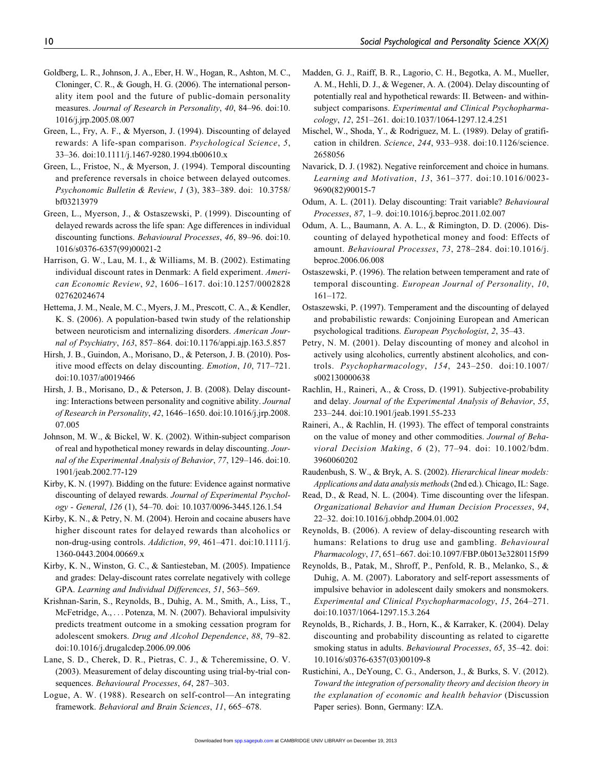Goldberg, L. R., Johnson, J. A., Eber, H. W., Hogan, R., Ashton, M. C., Cloninger, C. R., & Gough, H. G. (2006). The international personality item pool and the future of public-domain personality measures. *Journal of Research in Personality*, *40*, 84–96. doi:10.1016/j.jrp.2005.08.007

Green, L., Fry, A. F., & Myerson, J. (1994). Discounting of delayed rewards: A life-span comparison. *Psychological Science*, *5*, 33–36. doi:10.1111/j.1467-9280.1994.tb00610.x

Green, L., Fristoe, N., & Myerson, J. (1994). Temporal discounting and preference reversals in choice between delayed outcomes. *Psychonomic Bulletin & Review*, *1* (3), 383–389. doi: 10.3758/bf03213979

Green, L., Myerson, J., & Ostaszewski, P. (1999). Discounting of delayed rewards across the life span: Age differences in individual discounting functions. *Behavioural Processes*, *46*, 89–96. doi:10.1016/s0376-6357(99)00021-2

Harrison, G. W., Lau, M. I., & Williams, M. B. (2002). Estimating individual discount rates in Denmark: A field experiment. *American Economic Review*, *92*, 1606–1617. doi:10.1257/000282802762024674

Hettema, J. M., Neale, M. C., Myers, J. M., Prescott, C. A., & Kendler, K. S. (2006). A population-based twin study of the relationship between neuroticism and internalizing disorders. *American Journal of Psychiatry*, *163*, 857–864. doi:10.1176/appi.ajp.163.5.857

Hirsh, J. B., Guindon, A., Morisano, D., & Peterson, J. B. (2010). Positive mood effects on delay discounting. *Emotion*, *10*, 717–721. doi:10.1037/a0019466

Hirsh, J. B., Morisano, D., & Peterson, J. B. (2008). Delay discounting: Interactions between personality and cognitive ability. *Journal of Research in Personality*, *42*, 1646–1650. doi:10.1016/j.jrp.2008.07.005

Johnson, M. W., & Bickel, W. K. (2002). Within-subject comparison of real and hypothetical money rewards in delay discounting. *Journal of the Experimental Analysis of Behavior*, *77*, 129–146. doi:10.1901/jeab.2002.77-129

Kirby, K. N. (1997). Bidding on the future: Evidence against normative discounting of delayed rewards. *Journal of Experimental Psychology - General*, *126* (1), 54–70. doi: 10.1037/0096-3445.126.1.54

Kirby, K. N., & Petry, N. M. (2004). Heroin and cocaine abusers have higher discount rates for delayed rewards than alcoholics or non-drug-using controls. *Addiction*, *99*, 461–471. doi:10.1111/j.1360-0443.2004.00669.x

Kirby, K. N., Winston, G. C., & Santiesteban, M. (2005). Impatience and grades: Delay-discount rates correlate negatively with college GPA. *Learning and Individual Differences*, *51*, 563–569.

Krishnan-Sarin, S., Reynolds, B., Duhig, A. M., Smith, A., Liss, T., McFetridge, A., ... Potenza, M. N. (2007). Behavioral impulsivity predicts treatment outcome in a smoking cessation program for adolescent smokers. *Drug and Alcohol Dependence*, *88*, 79–82. doi:10.1016/j.drugalcdep.2006.09.006

Lane, S. D., Cherek, D. R., Pietras, C. J., & Tcheremissine, O. V. (2003). Measurement of delay discounting using trial-by-trial consequences. *Behavioural Processes*, *64*, 287–303.

Logue, A. W. (1988). Research on self-control—An integrating framework. *Behavioral and Brain Sciences*, *11*, 665–678.

Madden, G. J., Raiff, B. R., Lagorio, C. H., Begotka, A. M., Mueller, A. M., Hehli, D. J., & Wegener, A. A. (2004). Delay discounting of potentially real and hypothetical rewards: II. Between- and within-subject comparisons. *Experimental and Clinical Psychopharmacology*, *12*, 251–261. doi:10.1037/1064-1297.12.4.251

Mischel, W., Shoda, Y., & Rodriguez, M. L. (1989). Delay of gratification in children. *Science*, *244*, 933–938. doi:10.1126/science.2658056

Navarick, D. J. (1982). Negative reinforcement and choice in humans. *Learning and Motivation*, *13*, 361–377. doi:10.1016/0023-9690(82)90015-7

Odum, A. L. (2011). Delay discounting: Trait variable? *Behavioural Processes*, *87*, 1–9. doi:10.1016/j.beproc.2011.02.007

Odum, A. L., Baumann, A. A. L., & Rimington, D. D. (2006). Discounting of delayed hypothetical money and food: Effects of amount. *Behavioural Processes*, *73*, 278–284. doi:10.1016/j.beproc.2006.06.008

Ostaszewski, P. (1996). The relation between temperament and rate of temporal discounting. *European Journal of Personality*, *10*, 161–172.

Ostaszewski, P. (1997). Temperament and the discounting of delayed and probabilistic rewards: Conjoining European and American psychological traditions. *European Psychologist*, *2*, 35–43.

Petry, N. M. (2001). Delay discounting of money and alcohol in actively using alcoholics, currently abstinent alcoholics, and controls. *Psychopharmacology*, *154*, 243–250. doi:10.1007/s002130000638

Rachlin, H., Raineri, A., & Cross, D. (1991). Subjective-probability and delay. *Journal of the Experimental Analysis of Behavior*, *55*, 233–244. doi:10.1901/jeab.1991.55-233

Raineri, A., & Rachlin, H. (1993). The effect of temporal constraints on the value of money and other commodities. *Journal of Behavioral Decision Making*, *6* (2), 77–94. doi: 10.1002/bdm.3960060202

Raudenbush, S. W., & Bryk, A. S. (2002). *Hierarchical linear models: Applications and data analysis methods* (2nd ed.). Chicago, IL: Sage.

Read, D., & Read, N. L. (2004). Time discounting over the lifespan. *Organizational Behavior and Human Decision Processes*, *94*, 22–32. doi:10.1016/j.obhdp.2004.01.002

Reynolds, B. (2006). A review of delay-discounting research with humans: Relations to drug use and gambling. *Behavioural Pharmacology*, *17*, 651–667. doi:10.1097/FBP.0b013e3280115f99

Reynolds, B., Patak, M., Shroff, P., Penfold, R. B., Melanko, S., & Duhig, A. M. (2007). Laboratory and self-report assessments of impulsive behavior in adolescent daily smokers and nonsmokers. *Experimental and Clinical Psychopharmacology*, *15*, 264–271. doi:10.1037/1064-1297.15.3.264

Reynolds, B., Richards, J. B., Horn, K., & Karraker, K. (2004). Delay discounting and probability discounting as related to cigarette smoking status in adults. *Behavioural Processes*, *65*, 35–42. doi:10.1016/s0376-6357(03)00109-8

Rustichini, A., DeYoung, C. G., Anderson, J., & Burks, S. V. (2012). *Toward the integration of personality theory and decision theory in the explanation of economic and health behavior* (Discussion Paper series). Bonn, Germany: IZA.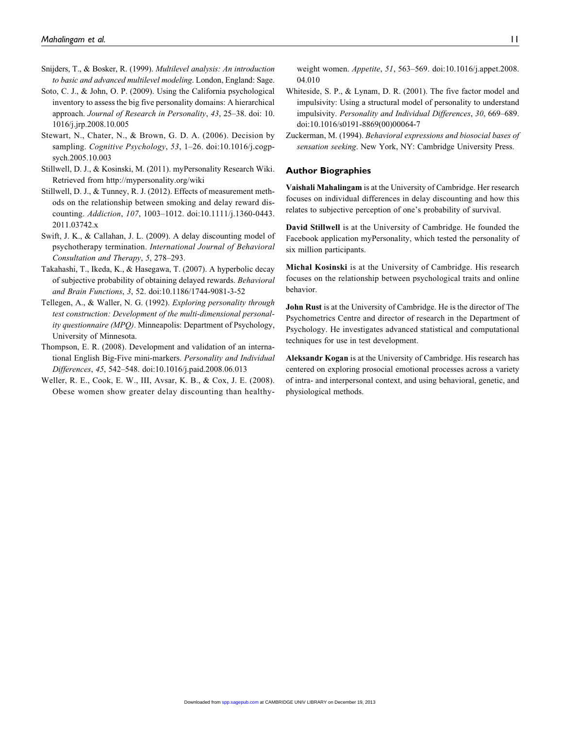Snijders, T., & Bosker, R. (1999). *Multilevel analysis: An introduction to basic and advanced multilevel modeling*. London, England: Sage.

Soto, C. J., & John, O. P. (2009). Using the California psychological inventory to assess the big five personality domains: A hierarchical approach. *Journal of Research in Personality*, *43*, 25–38. doi: 10.1016/j.jrp.2008.10.005

Stewart, N., Chater, N., & Brown, G. D. A. (2006). Decision by sampling. *Cognitive Psychology*, *53*, 1–26. doi:10.1016/j.cogpsych.2005.10.003

Stillwell, D. J., & Kosinski, M. (2011). myPersonality Research Wiki. Retrieved from http://mypersonality.org/wiki

Stillwell, D. J., & Tunney, R. J. (2012). Effects of measurement methods on the relationship between smoking and delay reward discounting. *Addiction*, *107*, 1003–1012. doi:10.1111/j.1360-0443.2011.03742.x

Swift, J. K., & Callahan, J. L. (2009). A delay discounting model of psychotherapy termination. *International Journal of Behavioral Consultation and Therapy*, *5*, 278–293.

Takahashi, T., Ikeda, K., & Hasegawa, T. (2007). A hyperbolic decay of subjective probability of obtaining delayed rewards. *Behavioral and Brain Functions*, *3*, 52. doi:10.1186/1744-9081-3-52

Tellegen, A., & Waller, N. G. (1992). *Exploring personality through test construction: Development of the multi-dimensional personality questionnaire (MPQ)*. Minneapolis: Department of Psychology, University of Minnesota.

Thompson, E. R. (2008). Development and validation of an international English Big-Five mini-markers. *Personality and Individual Differences*, *45*, 542–548. doi:10.1016/j.paid.2008.06.013

Weller, R. E., Cook, E. W., III, Avsar, K. B., & Cox, J. E. (2008). Obese women show greater delay discounting than healthy-weight women. *Appetite*, *51*, 563–569. doi:10.1016/j.appet.2008.04.010

Whiteside, S. P., & Lynam, D. R. (2001). The five factor model and impulsivity: Using a structural model of personality to understand impulsivity. *Personality and Individual Differences*, *30*, 669–689. doi:10.1016/s0191-8869(00)00064-7

Zuckerman, M. (1994). *Behavioral expressions and biosocial bases of sensation seeking*. New York, NY: Cambridge University Press.

## Author Biographies

**Vaishali Mahalingam** is at the University of Cambridge. Her research focuses on individual differences in delay discounting and how this relates to subjective perception of one's probability of survival.

**David Stillwell** is at the University of Cambridge. He founded the Facebook application myPersonality, which tested the personality of six million participants.

**Michal Kosinski** is at the University of Cambridge. His research focuses on the relationship between psychological traits and online behavior.

**John Rust** is at the University of Cambridge. He is the director of The Psychometrics Centre and director of research in the Department of Psychology. He investigates advanced statistical and computational techniques for use in test development.

**Aleksandr Kogan** is at the University of Cambridge. His research has centered on exploring prosocial emotional processes across a variety of intra- and interpersonal context, and using behavioral, genetic, and physiological methods.